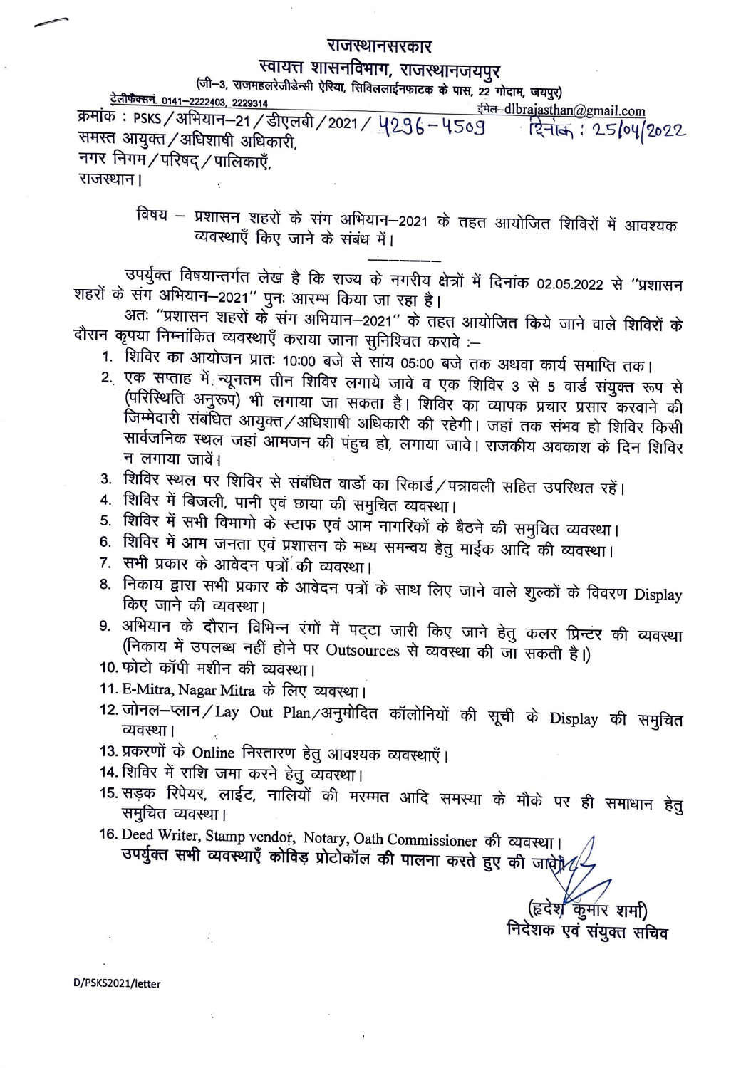# राजस्थानसरकार

## स्वायत्त शासनविभाग, राजस्थानजयपुर

(जी–3, राजमहलरेजीडेन्सी ऐरिया, सिविललाईनफाटक के पास, 22 गोदाम, जयपुर)

टेलीफैक्सनं. 0141–2222403, 2229314 ईमेल–dlbrajasthan@gmail.com

क्रमांक : PSKS/अभियान–21/डीएलबी/2021/ 4296-4509 दिनांक : 25/04/2022

समस्त आयुक्त/अधिशाषी अधिकारी,
नगर निगम/परिषद्/पालिकाएँ,
राजस्थान।

विषय – प्रशासन शहरों के संग अभियान–2021 के तहत आयोजित शिविरों में आवश्यक व्यवस्थाएँ किए जाने के संबंध में।

---

उपर्युक्त विषयान्तर्गत लेख है कि राज्य के नगरीय क्षेत्रों में दिनांक 02.05.2022 से "प्रशासन शहरों के संग अभियान–2021" पुनः आरम्भ किया जा रहा है।

अतः "प्रशासन शहरों के संग अभियान–2021" के तहत आयोजित किये जाने वाले शिविरों के दौरान कृपया निम्नांकित व्यवस्थाएँ कराया जाना सुनिश्चित करावे :–

1. शिविर का आयोजन प्रातः 10:00 बजे से सांय 05:00 बजे तक अथवा कार्य समाप्ति तक।
2. एक सप्ताह में न्यूनतम तीन शिविर लगाये जावे व एक शिविर 3 से 5 वार्ड संयुक्त रूप से (परिस्थिति अनुरूप) भी लगाया जा सकता है। शिविर का व्यापक प्रचार प्रसार करवाने की जिम्मेदारी संबंधित आयुक्त/अधिशाषी अधिकारी की रहेगी। जहां तक संभव हो शिविर किसी सार्वजनिक स्थल जहां आमजन की पंहुच हो, लगाया जावे। राजकीय अवकाश के दिन शिविर न लगाया जावें।
3. शिविर स्थल पर शिविर से संबंधित वार्डो का रिकार्ड/पत्रावली सहित उपस्थित रहें।
4. शिविर में बिजली, पानी एवं छाया की समुचित व्यवस्था।
5. शिविर में सभी विभागो के स्टाफ एवं आम नागरिकों के बैठने की समुचित व्यवस्था।
6. शिविर में आम जनता एवं प्रशासन के मध्य समन्वय हेतु माईक आदि की व्यवस्था।
7. सभी प्रकार के आवेदन पत्रों की व्यवस्था।
8. निकाय द्वारा सभी प्रकार के आवेदन पत्रों के साथ लिए जाने वाले शुल्कों के विवरण Display किए जाने की व्यवस्था।
9. अभियान के दौरान विभिन्न रंगों में पट्टा जारी किए जाने हेतु कलर प्रिन्टर की व्यवस्था (निकाय में उपलब्ध नहीं होने पर Outsources से व्यवस्था की जा सकती है।)
10. फोटो कॉपी मशीन की व्यवस्था।
11. E-Mitra, Nagar Mitra के लिए व्यवस्था।
12. जोनल–प्लान/Lay Out Plan/अनुमोदित कॉलोनियों की सूची के Display की समुचित व्यवस्था।
13. प्रकरणों के Online निस्तारण हेतु आवश्यक व्यवस्थाएँ।
14. शिविर में राशि जमा करने हेतु व्यवस्था।
15. सड़क रिपेयर, लाईट, नालियों की मरम्मत आदि समस्या के मौके पर ही समाधान हेतु समुचित व्यवस्था।
16. Deed Writer, Stamp vendor, Notary, Oath Commissioner की व्यवस्था।

**उपर्युक्त सभी व्यवस्थाएँ कोविड़ प्रोटोकॉल की पालना करते हुए की जावें।**

(हृदेश कुमार शर्मा)
**निदेशक एवं संयुक्त सचिव**

D/PSKS2021/letter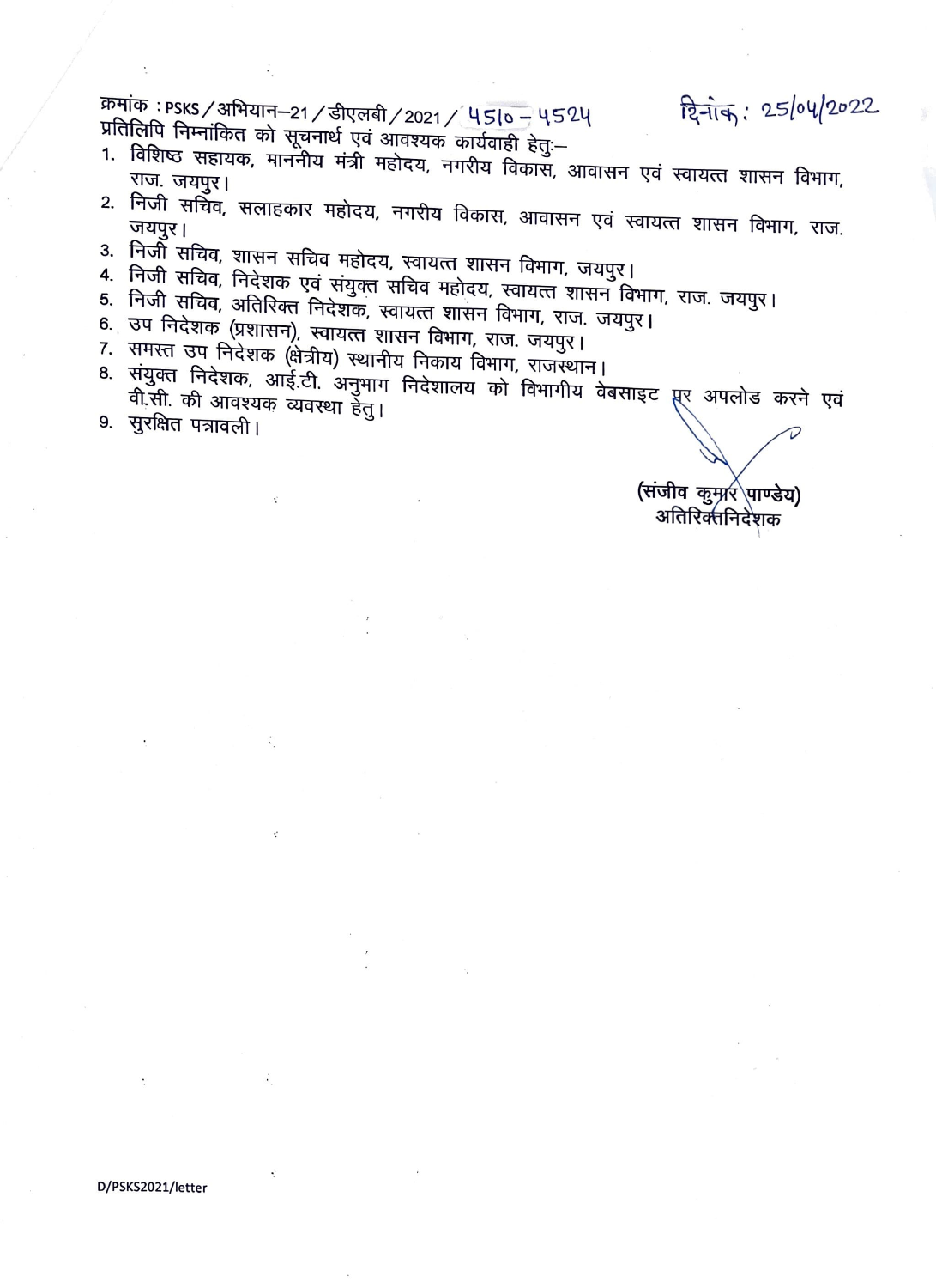क्रमांक : PSKS / अभियान–21 / डीएलबी / 2021 / 4510 – 4524 दिनांक : 25/04/2022

प्रतिलिपि निम्नांकित को सूचनार्थ एवं आवश्यक कार्यवाही हेतुः–

1. विशिष्ठ सहायक, माननीय मंत्री महोदय, नगरीय विकास, आवासन एवं स्वायत्त शासन विभाग, राज. जयपुर।
2. निजी सचिव, सलाहकार महोदय, नगरीय विकास, आवासन एवं स्वायत्त शासन विभाग, राज. जयपुर।
3. निजी सचिव, शासन सचिव महोदय, स्वायत्त शासन विभाग, जयपुर।
4. निजी सचिव, निदेशक एवं संयुक्त सचिव महोदय, स्वायत्त शासन विभाग, राज. जयपुर।
5. निजी सचिव, अतिरिक्त निदेशक, स्वायत्त शासन विभाग, राज. जयपुर।
6. उप निदेशक (प्रशासन), स्वायत्त शासन विभाग, राज. जयपुर।
7. समस्त उप निदेशक (क्षेत्रीय) स्थानीय निकाय विभाग, राजस्थान।
8. संयुक्त निदेशक, आई.टी. अनुभाग निदेशालय को विभागीय वेबसाइट पर अपलोड करने एवं वी.सी. की आवश्यक व्यवस्था हेतु।
9. सुरक्षित पत्रावली।

(संजीव कुमार पाण्डेय)
अतिरिक्तनिदेशक

D/PSKS2021/letter